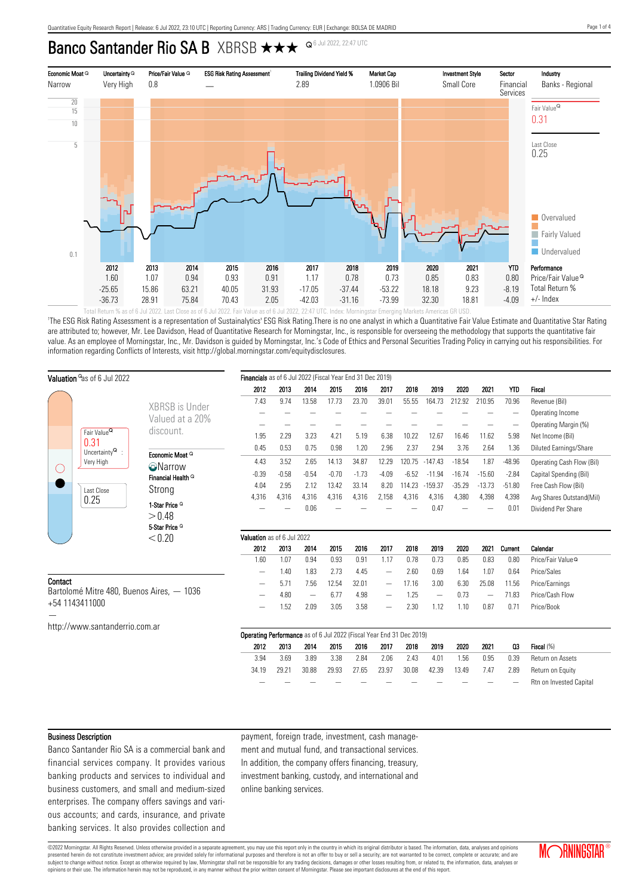# Banco Santander Rio SA B XBRSB ★★★

6 Jul 2022, 22:47 UTC

| Economic Moat | Uncertainty | Price/Fair Value | ESG Risk Rating Assessment[1] | Trailing Dividend Yield % | Market Cap | Investment Style | Sector | Industry |
|---|---|---|---|---|---|---|---|---|
| Narrow | Very High | 0.8 | — | 2.89 | 1.0906 Bil | Small Core | Financial Services | Banks - Regional |

Fair Value 0.31

Last Close 0.25

Overvalued / Fairly Valued / Undervalued

| | 2012 | 2013 | 2014 | 2015 | 2016 | 2017 | 2018 | 2019 | 2020 | 2021 | YTD | Performance |
|---|---|---|---|---|---|---|---|---|---|---|---|---|
| | 1.60 | 1.07 | 0.94 | 0.93 | 0.91 | 1.17 | 0.78 | 0.73 | 0.85 | 0.83 | 0.80 | Price/Fair Value |
| | -25.65 | 15.86 | 63.21 | 40.05 | 31.93 | -17.05 | -37.44 | -53.22 | 18.18 | 9.23 | -8.19 | Total Return % |
| | -36.73 | 28.91 | 75.84 | 70.43 | 2.05 | -42.03 | -31.16 | -73.99 | 32.30 | 18.81 | -4.09 | +/- Index |

Total Return % as of 6 Jul 2022. Last Close as of 6 Jul 2022. Fair Value as of 6 Jul 2022, 22:47 UTC. Index: Morningstar Emerging Markets Americas GR USD.

[1]The ESG Risk Rating Assessment is a representation of Sustainalytics' ESG Risk Rating.There is no one analyst in which a Quantitative Fair Value Estimate and Quantitative Star Rating are attributed to; however, Mr. Lee Davidson, Head of Quantitative Research for Morningstar, Inc., is responsible for overseeing the methodology that supports the quantitative fair value. As an employee of Morningstar, Inc., Mr. Davidson is guided by Morningstar, Inc.'s Code of Ethics and Personal Securities Trading Policy in carrying out his responsibilities. For information regarding Conflicts of Interests, visit http://global.morningstar.com/equitydisclosures.

## Valuation as of 6 Jul 2022

Fair Value 0.31

Uncertainty: Very High

Last Close 0.25

XBRSB is Under Valued at a 20% discount.

Economic Moat: Narrow

Financial Health: Strong

1-Star Price: > 0.48

5-Star Price: < 0.20

## Contact

Bartolomé Mitre 480, Buenos Aires, — 1036
+54 1143411000
—
http://www.santanderrio.com.ar

## Financials as of 6 Jul 2022 (Fiscal Year End 31 Dec 2019)

| 2012 | 2013 | 2014 | 2015 | 2016 | 2017 | 2018 | 2019 | 2020 | 2021 | YTD | Fiscal |
|---|---|---|---|---|---|---|---|---|---|---|---|
| 7.43 | 9.74 | 13.58 | 17.73 | 23.70 | 39.01 | 55.55 | 164.73 | 212.92 | 210.95 | 70.96 | Revenue (Bil) |
| — | — | — | — | — | — | — | — | — | — | — | Operating Income |
| — | — | — | — | — | — | — | — | — | — | — | Operating Margin (%) |
| 1.95 | 2.29 | 3.23 | 4.21 | 5.19 | 6.38 | 10.22 | 12.67 | 16.46 | 11.62 | 5.98 | Net Income (Bil) |
| 0.45 | 0.53 | 0.75 | 0.98 | 1.20 | 2.96 | 2.37 | 2.94 | 3.76 | 2.64 | 1.36 | Diluted Earnings/Share |
| 4.43 | 3.52 | 2.65 | 14.13 | 34.87 | 12.29 | 120.75 | -147.43 | -18.54 | 1.87 | -48.96 | Operating Cash Flow (Bil) |
| -0.39 | -0.58 | -0.54 | -0.70 | -1.73 | -4.09 | -6.52 | -11.94 | -16.74 | -15.60 | -2.84 | Capital Spending (Bil) |
| 4.04 | 2.95 | 2.12 | 13.42 | 33.14 | 8.20 | 114.23 | -159.37 | -35.29 | -13.73 | -51.80 | Free Cash Flow (Bil) |
| 4,316 | 4,316 | 4,316 | 4,316 | 4,316 | 2,158 | 4,316 | 4,316 | 4,380 | 4,398 | 4,398 | Avg Shares Outstand(Mil) |
| — | — | 0.06 | — | — | — | — | 0.47 | — | — | 0.01 | Dividend Per Share |

## Valuation as of 6 Jul 2022

| 2012 | 2013 | 2014 | 2015 | 2016 | 2017 | 2018 | 2019 | 2020 | 2021 | Current | Calendar |
|---|---|---|---|---|---|---|---|---|---|---|---|
| 1.60 | 1.07 | 0.94 | 0.93 | 0.91 | 1.17 | 0.78 | 0.73 | 0.85 | 0.83 | 0.80 | Price/Fair Value |
| — | 1.40 | 1.83 | 2.73 | 4.45 | — | 2.60 | 0.69 | 1.64 | 1.07 | 0.64 | Price/Sales |
| — | 5.71 | 7.56 | 12.54 | 32.01 | — | 17.16 | 3.00 | 6.30 | 25.08 | 11.56 | Price/Earnings |
| — | 4.80 | — | 6.77 | 4.98 | — | 1.25 | — | 0.73 | — | 71.83 | Price/Cash Flow |
| — | 1.52 | 2.09 | 3.05 | 3.58 | — | 2.30 | 1.12 | 1.10 | 0.87 | 0.71 | Price/Book |

## Operating Performance as of 6 Jul 2022 (Fiscal Year End 31 Dec 2019)

| 2012 | 2013 | 2014 | 2015 | 2016 | 2017 | 2018 | 2019 | 2020 | 2021 | Q3 | Fiscal (%) |
|---|---|---|---|---|---|---|---|---|---|---|---|
| 3.94 | 3.69 | 3.89 | 3.38 | 2.84 | 2.06 | 2.43 | 4.01 | 1.56 | 0.95 | 0.39 | Return on Assets |
| 34.19 | 29.21 | 30.88 | 29.93 | 27.65 | 23.97 | 30.08 | 42.39 | 13.49 | 7.47 | 2.89 | Return on Equity |
| — | — | — | — | — | — | — | — | — | — | — | Rtn on Invested Capital |

## Business Description

Banco Santander Rio SA is a commercial bank and financial services company. It provides various banking products and services to individual and business customers, and small and medium-sized enterprises. The company offers savings and various accounts; and cards, insurance, and private banking services. It also provides collection and payment, foreign trade, investment, cash management and mutual fund, and transactional services. In addition, the company offers financing, treasury, investment banking, custody, and international and online banking services.

©2022 Morningstar. All Rights Reserved. Unless otherwise provided in a separate agreement, you may use this report only in the country in which its original distributor is based. The information, data, analyses and opinions presented herein do not constitute investment advice; are provided solely for informational purposes and therefore is not an offer to buy or sell a security; are not warranted to be correct, complete or accurate; and are subject to change without notice. Except as otherwise required by law, Morningstar shall not be responsible for any trading decisions, damages or other losses resulting from, or related to, the information, data, analyses or opinions or their use. The information herein may not be reproduced, in any manner without the prior written consent of Morningstar. Please see important disclosures at the end of this report.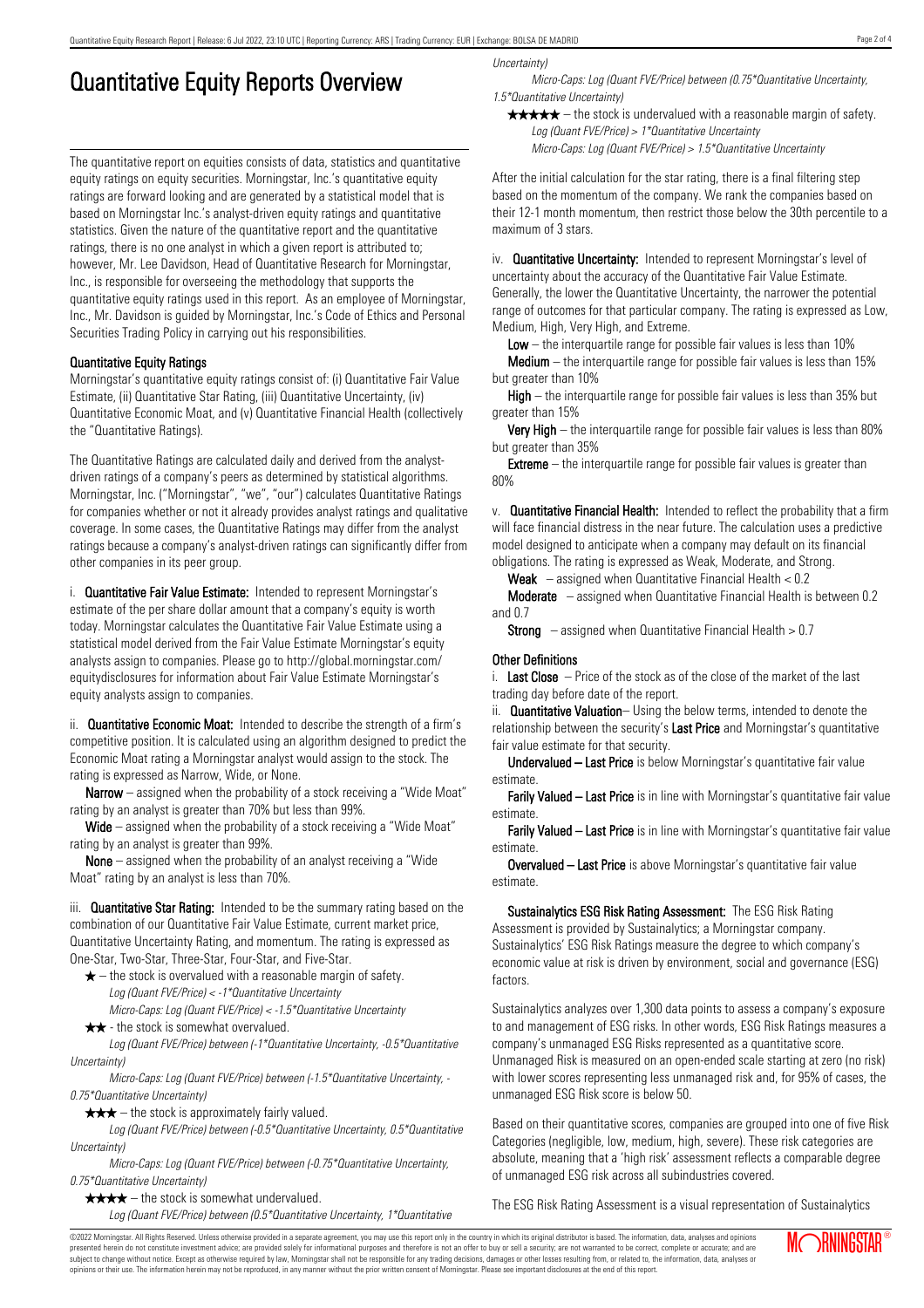# Quantitative Equity Reports Overview

The quantitative report on equities consists of data, statistics and quantitative equity ratings on equity securities. Morningstar, Inc.'s quantitative equity ratings are forward looking and are generated by a statistical model that is based on Morningstar Inc.'s analyst-driven equity ratings and quantitative statistics. Given the nature of the quantitative report and the quantitative ratings, there is no one analyst in which a given report is attributed to; however, Mr. Lee Davidson, Head of Quantitative Research for Morningstar, Inc., is responsible for overseeing the methodology that supports the quantitative equity ratings used in this report. As an employee of Morningstar, Inc., Mr. Davidson is guided by Morningstar, Inc.'s Code of Ethics and Personal Securities Trading Policy in carrying out his responsibilities.

### Quantitative Equity Ratings

Morningstar's quantitative equity ratings consist of: (i) Quantitative Fair Value Estimate, (ii) Quantitative Star Rating, (iii) Quantitative Uncertainty, (iv) Quantitative Economic Moat, and (v) Quantitative Financial Health (collectively the "Quantitative Ratings).

The Quantitative Ratings are calculated daily and derived from the analyst-driven ratings of a company's peers as determined by statistical algorithms. Morningstar, Inc. ("Morningstar", "we", "our") calculates Quantitative Ratings for companies whether or not it already provides analyst ratings and qualitative coverage. In some cases, the Quantitative Ratings may differ from the analyst ratings because a company's analyst-driven ratings can significantly differ from other companies in its peer group.

i. **Quantitative Fair Value Estimate:** Intended to represent Morningstar's estimate of the per share dollar amount that a company's equity is worth today. Morningstar calculates the Quantitative Fair Value Estimate using a statistical model derived from the Fair Value Estimate Morningstar's equity analysts assign to companies. Please go to http://global.morningstar.com/equitydisclosures for information about Fair Value Estimate Morningstar's equity analysts assign to companies.

ii. **Quantitative Economic Moat:** Intended to describe the strength of a firm's competitive position. It is calculated using an algorithm designed to predict the Economic Moat rating a Morningstar analyst would assign to the stock. The rating is expressed as Narrow, Wide, or None.

**Narrow** – assigned when the probability of a stock receiving a "Wide Moat" rating by an analyst is greater than 70% but less than 99%.

**Wide** – assigned when the probability of a stock receiving a "Wide Moat" rating by an analyst is greater than 99%.

**None** – assigned when the probability of an analyst receiving a "Wide Moat" rating by an analyst is less than 70%.

iii. **Quantitative Star Rating:** Intended to be the summary rating based on the combination of our Quantitative Fair Value Estimate, current market price, Quantitative Uncertainty Rating, and momentum. The rating is expressed as One-Star, Two-Star, Three-Star, Four-Star, and Five-Star.

★ – the stock is overvalued with a reasonable margin of safety.
*Log (Quant FVE/Price) < -1\*Quantitative Uncertainty*
*Micro-Caps: Log (Quant FVE/Price) < -1.5\*Quantitative Uncertainty*

★★ - the stock is somewhat overvalued.
*Log (Quant FVE/Price) between (-1\*Quantitative Uncertainty, -0.5\*Quantitative Uncertainty)*
*Micro-Caps: Log (Quant FVE/Price) between (-1.5\*Quantitative Uncertainty, -0.75\*Quantitative Uncertainty)*

★★★ – the stock is approximately fairly valued.
*Log (Quant FVE/Price) between (-0.5\*Quantitative Uncertainty, 0.5\*Quantitative Uncertainty)*
*Micro-Caps: Log (Quant FVE/Price) between (-0.75\*Quantitative Uncertainty, 0.75\*Quantitative Uncertainty)*

★★★★ – the stock is somewhat undervalued.
*Log (Quant FVE/Price) between (0.5\*Quantitative Uncertainty, 1\*Quantitative Uncertainty)*
*Micro-Caps: Log (Quant FVE/Price) between (0.75\*Quantitative Uncertainty, 1.5\*Quantitative Uncertainty)*

★★★★★ – the stock is undervalued with a reasonable margin of safety.
*Log (Quant FVE/Price) > 1\*Quantitative Uncertainty*
*Micro-Caps: Log (Quant FVE/Price) > 1.5\*Quantitative Uncertainty*

After the initial calculation for the star rating, there is a final filtering step based on the momentum of the company. We rank the companies based on their 12-1 month momentum, then restrict those below the 30th percentile to a maximum of 3 stars.

iv. **Quantitative Uncertainty:** Intended to represent Morningstar's level of uncertainty about the accuracy of the Quantitative Fair Value Estimate. Generally, the lower the Quantitative Uncertainty, the narrower the potential range of outcomes for that particular company. The rating is expressed as Low, Medium, High, Very High, and Extreme.

**Low** – the interquartile range for possible fair values is less than 10%

**Medium** – the interquartile range for possible fair values is less than 15% but greater than 10%

**High** – the interquartile range for possible fair values is less than 35% but greater than 15%

**Very High** – the interquartile range for possible fair values is less than 80% but greater than 35%

**Extreme** – the interquartile range for possible fair values is greater than 80%

v. **Quantitative Financial Health:** Intended to reflect the probability that a firm will face financial distress in the near future. The calculation uses a predictive model designed to anticipate when a company may default on its financial obligations. The rating is expressed as Weak, Moderate, and Strong.

**Weak** – assigned when Quantitative Financial Health < 0.2

**Moderate** – assigned when Quantitative Financial Health is between 0.2 and 0.7

**Strong** – assigned when Quantitative Financial Health > 0.7

### Other Definitions

i. **Last Close** – Price of the stock as of the close of the market of the last trading day before date of the report.

ii. **Quantitative Valuation**– Using the below terms, intended to denote the relationship between the security's **Last Price** and Morningstar's quantitative fair value estimate for that security.

**Undervalued – Last Price** is below Morningstar's quantitative fair value estimate.

**Farily Valued – Last Price** is in line with Morningstar's quantitative fair value estimate.

**Farily Valued – Last Price** is in line with Morningstar's quantitative fair value estimate.

**Overvalued – Last Price** is above Morningstar's quantitative fair value estimate.

**Sustainalytics ESG Risk Rating Assessment:** The ESG Risk Rating Assessment is provided by Sustainalytics; a Morningstar company. Sustainalytics' ESG Risk Ratings measure the degree to which company's economic value at risk is driven by environment, social and governance (ESG) factors.

Sustainalytics analyzes over 1,300 data points to assess a company's exposure to and management of ESG risks. In other words, ESG Risk Ratings measures a company's unmanaged ESG Risks represented as a quantitative score. Unmanaged Risk is measured on an open-ended scale starting at zero (no risk) with lower scores representing less unmanaged risk and, for 95% of cases, the unmanaged ESG Risk score is below 50.

Based on their quantitative scores, companies are grouped into one of five Risk Categories (negligible, low, medium, high, severe). These risk categories are absolute, meaning that a 'high risk' assessment reflects a comparable degree of unmanaged ESG risk across all subindustries covered.

The ESG Risk Rating Assessment is a visual representation of Sustainalytics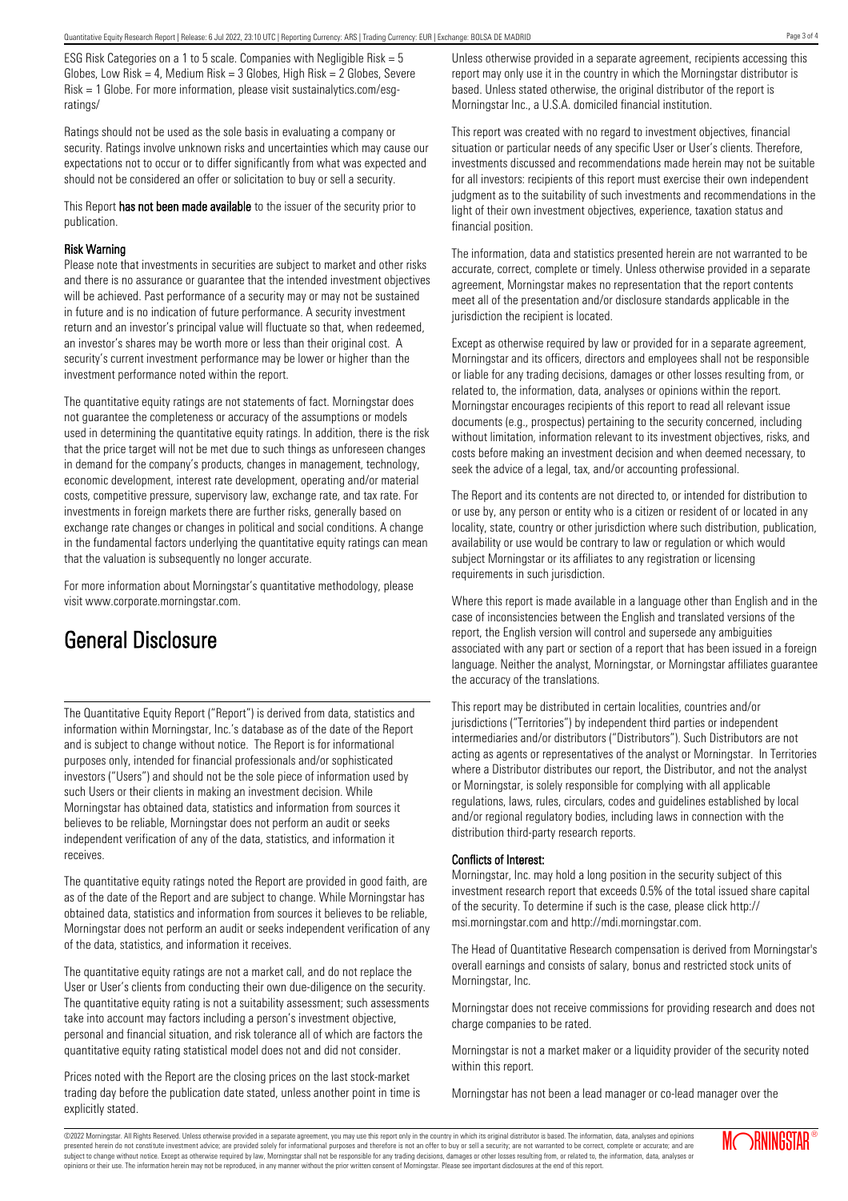ESG Risk Categories on a 1 to 5 scale. Companies with Negligible Risk = 5 Globes, Low Risk = 4, Medium Risk = 3 Globes, High Risk = 2 Globes, Severe Risk = 1 Globe. For more information, please visit sustainalytics.com/esg-ratings/

Ratings should not be used as the sole basis in evaluating a company or security. Ratings involve unknown risks and uncertainties which may cause our expectations not to occur or to differ significantly from what was expected and should not be considered an offer or solicitation to buy or sell a security.

This Report **has not been made available** to the issuer of the security prior to publication.

### Risk Warning

Please note that investments in securities are subject to market and other risks and there is no assurance or guarantee that the intended investment objectives will be achieved. Past performance of a security may or may not be sustained in future and is no indication of future performance. A security investment return and an investor's principal value will fluctuate so that, when redeemed, an investor's shares may be worth more or less than their original cost. A security's current investment performance may be lower or higher than the investment performance noted within the report.

The quantitative equity ratings are not statements of fact. Morningstar does not guarantee the completeness or accuracy of the assumptions or models used in determining the quantitative equity ratings. In addition, there is the risk that the price target will not be met due to such things as unforeseen changes in demand for the company's products, changes in management, technology, economic development, interest rate development, operating and/or material costs, competitive pressure, supervisory law, exchange rate, and tax rate. For investments in foreign markets there are further risks, generally based on exchange rate changes or changes in political and social conditions. A change in the fundamental factors underlying the quantitative equity ratings can mean that the valuation is subsequently no longer accurate.

For more information about Morningstar's quantitative methodology, please visit www.corporate.morningstar.com.

# General Disclosure

The Quantitative Equity Report ("Report") is derived from data, statistics and information within Morningstar, Inc.'s database as of the date of the Report and is subject to change without notice. The Report is for informational purposes only, intended for financial professionals and/or sophisticated investors ("Users") and should not be the sole piece of information used by such Users or their clients in making an investment decision. While Morningstar has obtained data, statistics and information from sources it believes to be reliable, Morningstar does not perform an audit or seeks independent verification of any of the data, statistics, and information it receives.

The quantitative equity ratings noted the Report are provided in good faith, are as of the date of the Report and are subject to change. While Morningstar has obtained data, statistics and information from sources it believes to be reliable, Morningstar does not perform an audit or seeks independent verification of any of the data, statistics, and information it receives.

The quantitative equity ratings are not a market call, and do not replace the User or User's clients from conducting their own due-diligence on the security. The quantitative equity rating is not a suitability assessment; such assessments take into account may factors including a person's investment objective, personal and financial situation, and risk tolerance all of which are factors the quantitative equity rating statistical model does not and did not consider.

Prices noted with the Report are the closing prices on the last stock-market trading day before the publication date stated, unless another point in time is explicitly stated.

Unless otherwise provided in a separate agreement, recipients accessing this report may only use it in the country in which the Morningstar distributor is based. Unless stated otherwise, the original distributor of the report is Morningstar Inc., a U.S.A. domiciled financial institution.

This report was created with no regard to investment objectives, financial situation or particular needs of any specific User or User's clients. Therefore, investments discussed and recommendations made herein may not be suitable for all investors: recipients of this report must exercise their own independent judgment as to the suitability of such investments and recommendations in the light of their own investment objectives, experience, taxation status and financial position.

The information, data and statistics presented herein are not warranted to be accurate, correct, complete or timely. Unless otherwise provided in a separate agreement, Morningstar makes no representation that the report contents meet all of the presentation and/or disclosure standards applicable in the jurisdiction the recipient is located.

Except as otherwise required by law or provided for in a separate agreement, Morningstar and its officers, directors and employees shall not be responsible or liable for any trading decisions, damages or other losses resulting from, or related to, the information, data, analyses or opinions within the report. Morningstar encourages recipients of this report to read all relevant issue documents (e.g., prospectus) pertaining to the security concerned, including without limitation, information relevant to its investment objectives, risks, and costs before making an investment decision and when deemed necessary, to seek the advice of a legal, tax, and/or accounting professional.

The Report and its contents are not directed to, or intended for distribution to or use by, any person or entity who is a citizen or resident of or located in any locality, state, country or other jurisdiction where such distribution, publication, availability or use would be contrary to law or regulation or which would subject Morningstar or its affiliates to any registration or licensing requirements in such jurisdiction.

Where this report is made available in a language other than English and in the case of inconsistencies between the English and translated versions of the report, the English version will control and supersede any ambiguities associated with any part or section of a report that has been issued in a foreign language. Neither the analyst, Morningstar, or Morningstar affiliates guarantee the accuracy of the translations.

This report may be distributed in certain localities, countries and/or jurisdictions ("Territories") by independent third parties or independent intermediaries and/or distributors ("Distributors"). Such Distributors are not acting as agents or representatives of the analyst or Morningstar. In Territories where a Distributor distributes our report, the Distributor, and not the analyst or Morningstar, is solely responsible for complying with all applicable regulations, laws, rules, circulars, codes and guidelines established by local and/or regional regulatory bodies, including laws in connection with the distribution third-party research reports.

### Conflicts of Interest:

Morningstar, Inc. may hold a long position in the security subject of this investment research report that exceeds 0.5% of the total issued share capital of the security. To determine if such is the case, please click http://msi.morningstar.com and http://mdi.morningstar.com.

The Head of Quantitative Research compensation is derived from Morningstar's overall earnings and consists of salary, bonus and restricted stock units of Morningstar, Inc.

Morningstar does not receive commissions for providing research and does not charge companies to be rated.

Morningstar is not a market maker or a liquidity provider of the security noted within this report.

Morningstar has not been a lead manager or co-lead manager over the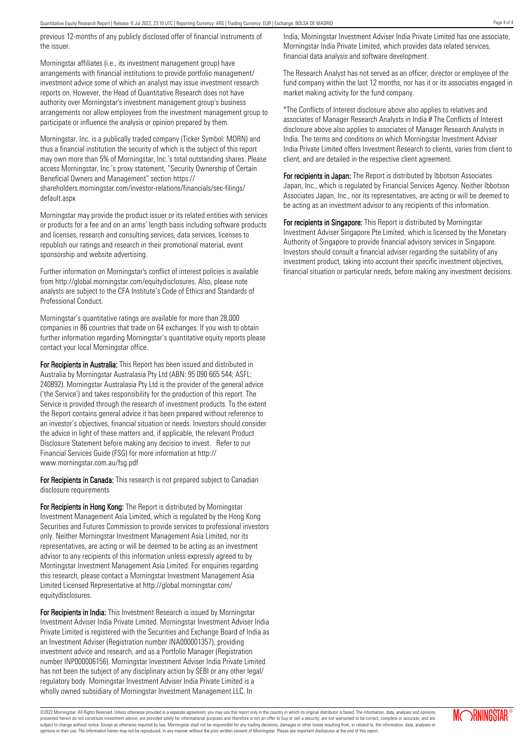previous 12-months of any publicly disclosed offer of financial instruments of the issuer.

Morningstar affiliates (i.e., its investment management group) have arrangements with financial institutions to provide portfolio management/ investment advice some of which an analyst may issue investment research reports on. However, the Head of Quantitative Research does not have authority over Morningstar's investment management group's business arrangements nor allow employees from the investment management group to participate or influence the analysis or opinion prepared by them.

Morningstar, Inc. is a publically traded company (Ticker Symbol: MORN) and thus a financial institution the security of which is the subject of this report may own more than 5% of Morningstar, Inc.'s total outstanding shares. Please access Morningstar, Inc.'s proxy statement, "Security Ownership of Certain Beneficial Owners and Management" section https:// shareholders.morningstar.com/investor-relations/financials/sec-filings/ default.aspx

Morningstar may provide the product issuer or its related entities with services or products for a fee and on an arms' length basis including software products and licenses, research and consulting services, data services, licenses to republish our ratings and research in their promotional material, event sponsorship and website advertising.

Further information on Morningstar's conflict of interest policies is available from http://global.morningstar.com/equitydisclosures. Also, please note analysts are subject to the CFA Institute's Code of Ethics and Standards of Professional Conduct.

Morningstar's quantitative ratings are available for more than 28,000 companies in 86 countries that trade on 64 exchanges. If you wish to obtain further information regarding Morningstar's quantitative equity reports please contact your local Morningstar office.

**For Recipients in Australia:** This Report has been issued and distributed in Australia by Morningstar Australasia Pty Ltd (ABN: 95 090 665 544; ASFL: 240892). Morningstar Australasia Pty Ltd is the provider of the general advice ('the Service') and takes responsibility for the production of this report. The Service is provided through the research of investment products. To the extent the Report contains general advice it has been prepared without reference to an investor's objectives, financial situation or needs. Investors should consider the advice in light of these matters and, if applicable, the relevant Product Disclosure Statement before making any decision to invest. Refer to our Financial Services Guide (FSG) for more information at http:// www.morningstar.com.au/fsg.pdf

**For Recipients in Canada:** This research is not prepared subject to Canadian disclosure requirements

**For Recipients in Hong Kong:** The Report is distributed by Morningstar Investment Management Asia Limited, which is regulated by the Hong Kong Securities and Futures Commission to provide services to professional investors only. Neither Morningstar Investment Management Asia Limited, nor its representatives, are acting or will be deemed to be acting as an investment advisor to any recipients of this information unless expressly agreed to by Morningstar Investment Management Asia Limited. For enquiries regarding this research, please contact a Morningstar Investment Management Asia Limited Licensed Representative at http://global.morningstar.com/ equitydisclosures.

**For Recipients in India:** This Investment Research is issued by Morningstar Investment Adviser India Private Limited. Morningstar Investment Adviser India Private Limited is registered with the Securities and Exchange Board of India as an Investment Adviser (Registration number INA000001357), providing investment advice and research, and as a Portfolio Manager (Registration number INP000006156). Morningstar Investment Adviser India Private Limited has not been the subject of any disciplinary action by SEBI or any other legal/ regulatory body. Morningstar Investment Adviser India Private Limited is a wholly owned subsidiary of Morningstar Investment Management LLC. In India, Morningstar Investment Adviser India Private Limited has one associate, Morningstar India Private Limited, which provides data related services, financial data analysis and software development.

The Research Analyst has not served as an officer, director or employee of the fund company within the last 12 months, nor has it or its associates engaged in market making activity for the fund company.

*The Conflicts of Interest disclosure above also applies to relatives and associates of Manager Research Analysts in India # The Conflicts of Interest disclosure above also applies to associates of Manager Research Analysts in India. The terms and conditions on which Morningstar Investment Adviser India Private Limited offers Investment Research to clients, varies from client to client, and are detailed in the respective client agreement.

**For recipients in Japan:** The Report is distributed by Ibbotson Associates Japan, Inc., which is regulated by Financial Services Agency. Neither Ibbotson Associates Japan, Inc., nor its representatives, are acting or will be deemed to be acting as an investment advisor to any recipients of this information.

**For recipients in Singapore:** This Report is distributed by Morningstar Investment Adviser Singapore Pte Limited, which is licensed by the Monetary Authority of Singapore to provide financial advisory services in Singapore. Investors should consult a financial adviser regarding the suitability of any investment product, taking into account their specific investment objectives, financial situation or particular needs, before making any investment decisions.

©2022 Morningstar. All Rights Reserved. Unless otherwise provided in a separate agreement, you may use this report only in the country in which its original distributor is based. The information, data, analyses and opinions presented herein do not constitute investment advice; are provided solely for informational purposes and therefore is not an offer to buy or sell a security; are not warranted to be correct, complete or accurate; and are subject to change without notice. Except as otherwise required by law, Morningstar shall not be responsible for any trading decisions, damages or other losses resulting from, or related to, the information, data, analyses or opinions or their use. The information herein may not be reproduced, in any manner without the prior written consent of Morningstar. Please see important disclosures at the end of this report.